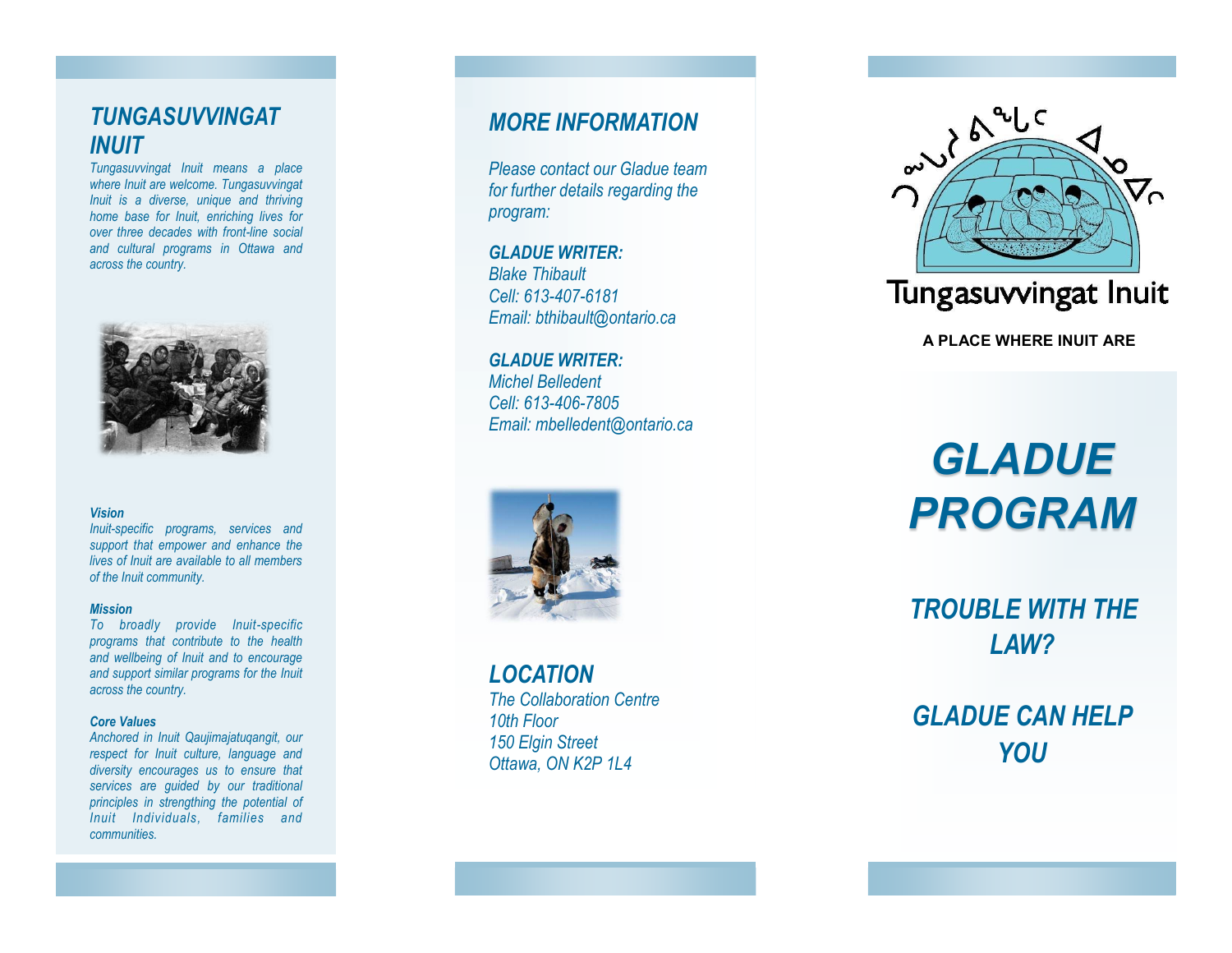## TUNGASUVVINGAT INUIT

*Tungasuvvingat Inuit means a place where Inuit are welcome. Tungasuvvingat Inuit is a diverse, unique and thriving home base for Inuit, enriching lives for over three decades with front-line social and cultural programs in Ottawa and across the country.*

***Vision***
*Inuit-specific programs, services and support that empower and enhance the lives of Inuit are available to all members of the Inuit community.*

***Mission***
*To broadly provide Inuit-specific programs that contribute to the health and wellbeing of Inuit and to encourage and support similar programs for the Inuit across the country.*

***Core Values***
*Anchored in Inuit Qaujimajatuqangit, our respect for Inuit culture, language and diversity encourages us to ensure that services are guided by our traditional principles in strengthing the potential of Inuit Individuals, families and communities.*

## MORE INFORMATION

*Please contact our Gladue team for further details regarding the program:*

***GLADUE WRITER:***
*Blake Thibault*
*Cell: 613-407-6181*
*Email: bthibault@ontario.ca*

***GLADUE WRITER:***
*Michel Belledent*
*Cell: 613-406-7805*
*Email: mbelledent@ontario.ca*

## LOCATION

*The Collaboration Centre*
*10th Floor*
*150 Elgin Street*
*Ottawa, ON K2P 1L4*

Tungasuvvingat Inuit

**A PLACE WHERE INUIT ARE**

# *GLADUE PROGRAM*

## *TROUBLE WITH THE LAW?*

## *GLADUE CAN HELP YOU*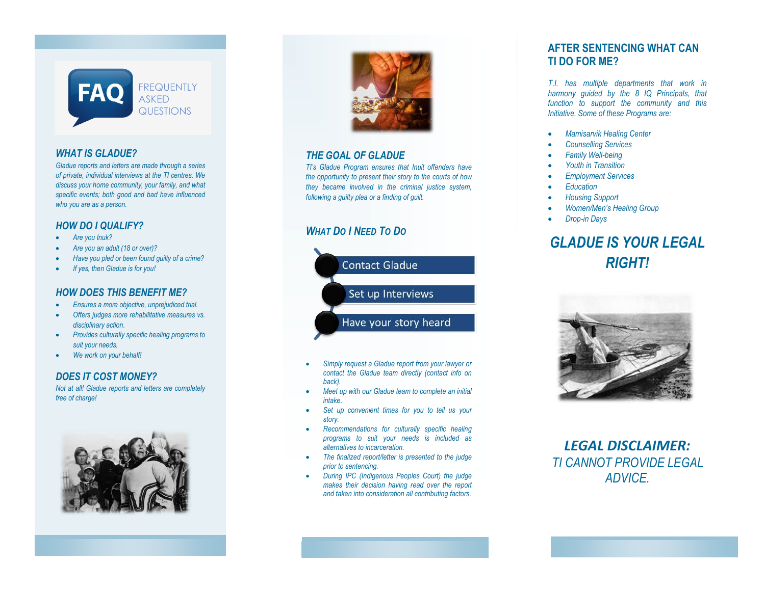FAQ FREQUENTLY ASKED QUESTIONS

## *WHAT IS GLADUE?*

*Gladue reports and letters are made through a series of private, individual interviews at the TI centres. We discuss your home community, your family, and what specific events; both good and bad have influenced who you are as a person.*

## *HOW DO I QUALIFY?*

- *Are you Inuk?*
- *Are you an adult (18 or over)?*
- *Have you pled or been found guilty of a crime?*
- *If yes, then Gladue is for you!*

## *HOW DOES THIS BENEFIT ME?*

- *Ensures a more objective, unprejudiced trial.*
- *Offers judges more rehabilitative measures vs. disciplinary action.*
- *Provides culturally specific healing programs to suit your needs.*
- *We work on your behalf!*

## *DOES IT COST MONEY?*

*Not at all! Gladue reports and letters are completely free of charge!*

## *THE GOAL OF GLADUE*

*TI's Gladue Program ensures that Inuit offenders have the opportunity to present their story to the courts of how they became involved in the criminal justice system, following a guilty plea or a finding of guilt.*

## *WHAT DO I NEED TO DO*

Contact Gladue

Set up Interviews

Have your story heard

- *Simply request a Gladue report from your lawyer or contact the Gladue team directly (contact info on back).*
- *Meet up with our Gladue team to complete an initial intake.*
- *Set up convenient times for you to tell us your story.*
- *Recommendations for culturally specific healing programs to suit your needs is included as alternatives to incarceration.*
- *The finalized report/letter is presented to the judge prior to sentencing.*
- *During IPC (Indigenous Peoples Court) the judge makes their decision having read over the report and taken into consideration all contributing factors.*

## AFTER SENTENCING WHAT CAN TI DO FOR ME?

*T.I. has multiple departments that work in harmony guided by the 8 IQ Principals, that function to support the community and this Initiative. Some of these Programs are:*

- *Mamisarvik Healing Center*
- *Counselling Services*
- *Family Well-being*
- *Youth in Transition*
- *Employment Services*
- *Education*
- *Housing Support*
- *Women/Men's Healing Group*
- *Drop-in Days*

# *GLADUE IS YOUR LEGAL RIGHT!*

***LEGAL DISCLAIMER:***

*TI CANNOT PROVIDE LEGAL ADVICE.*